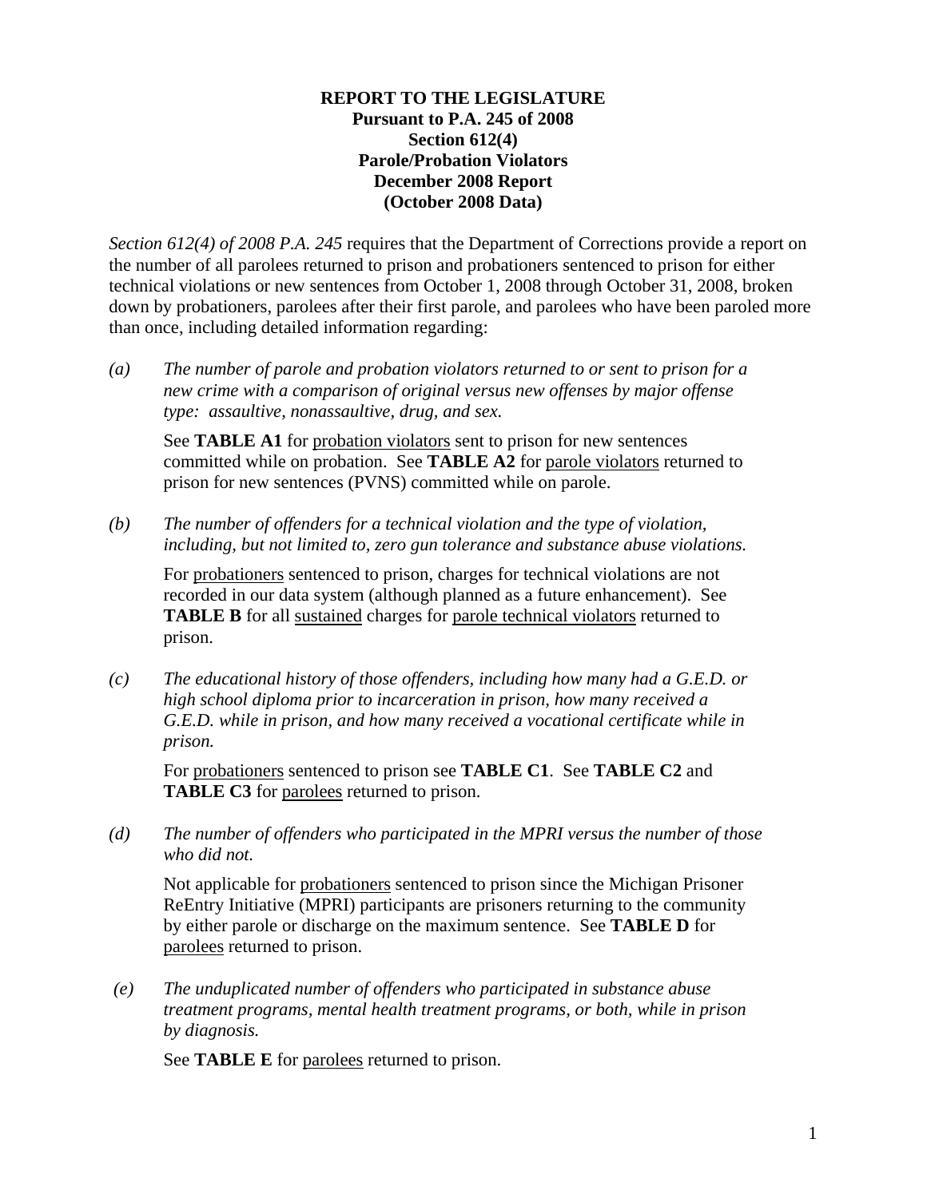**REPORT TO THE LEGISLATURE**
**Pursuant to P.A. 245 of 2008**
**Section 612(4)**
**Parole/Probation Violators**
**December 2008 Report**
**(October 2008 Data)**

*Section 612(4) of 2008 P.A. 245* requires that the Department of Corrections provide a report on the number of all parolees returned to prison and probationers sentenced to prison for either technical violations or new sentences from October 1, 2008 through October 31, 2008, broken down by probationers, parolees after their first parole, and parolees who have been paroled more than once, including detailed information regarding:

*(a)* *The number of parole and probation violators returned to or sent to prison for a new crime with a comparison of original versus new offenses by major offense type: assaultive, nonassaultive, drug, and sex.*

See **TABLE A1** for probation violators sent to prison for new sentences committed while on probation. See **TABLE A2** for parole violators returned to prison for new sentences (PVNS) committed while on parole.

*(b)* *The number of offenders for a technical violation and the type of violation, including, but not limited to, zero gun tolerance and substance abuse violations.*

For probationers sentenced to prison, charges for technical violations are not recorded in our data system (although planned as a future enhancement). See **TABLE B** for all sustained charges for parole technical violators returned to prison.

*(c)* *The educational history of those offenders, including how many had a G.E.D. or high school diploma prior to incarceration in prison, how many received a G.E.D. while in prison, and how many received a vocational certificate while in prison.*

For probationers sentenced to prison see **TABLE C1**. See **TABLE C2** and **TABLE C3** for parolees returned to prison.

*(d)* *The number of offenders who participated in the MPRI versus the number of those who did not.*

Not applicable for probationers sentenced to prison since the Michigan Prisoner ReEntry Initiative (MPRI) participants are prisoners returning to the community by either parole or discharge on the maximum sentence. See **TABLE D** for parolees returned to prison.

*(e)* *The unduplicated number of offenders who participated in substance abuse treatment programs, mental health treatment programs, or both, while in prison by diagnosis.*

See **TABLE E** for parolees returned to prison.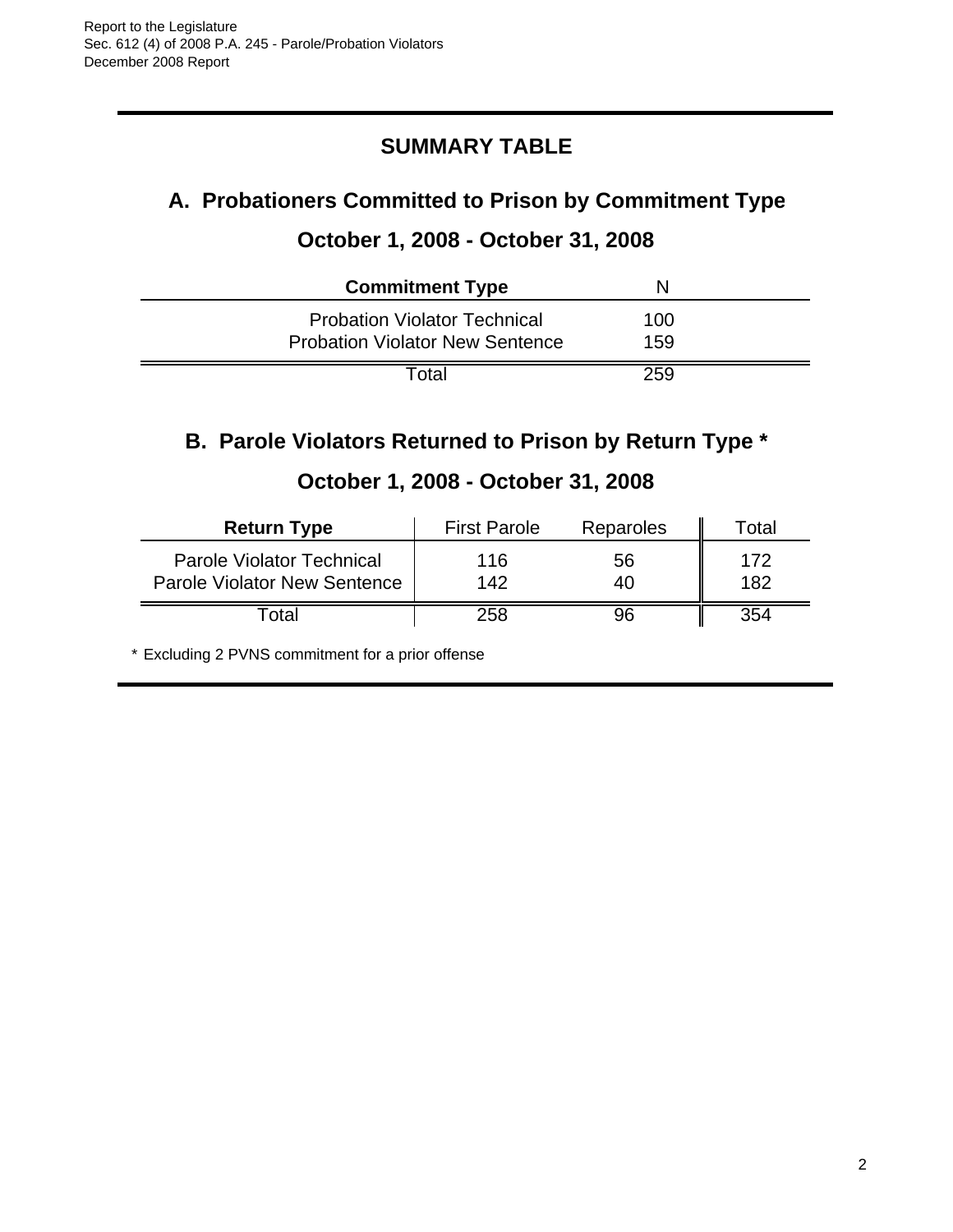## SUMMARY TABLE

### A. Probationers Committed to Prison by Commitment Type

### October 1, 2008 - October 31, 2008

| Commitment Type | N |
|---|---|
| Probation Violator Technical | 100 |
| Probation Violator New Sentence | 159 |
| Total | 259 |

### B. Parole Violators Returned to Prison by Return Type *

### October 1, 2008 - October 31, 2008

| Return Type | First Parole | Reparoles | Total |
|---|---|---|---|
| Parole Violator Technical | 116 | 56 | 172 |
| Parole Violator New Sentence | 142 | 40 | 182 |
| Total | 258 | 96 | 354 |

* Excluding 2 PVNS commitment for a prior offense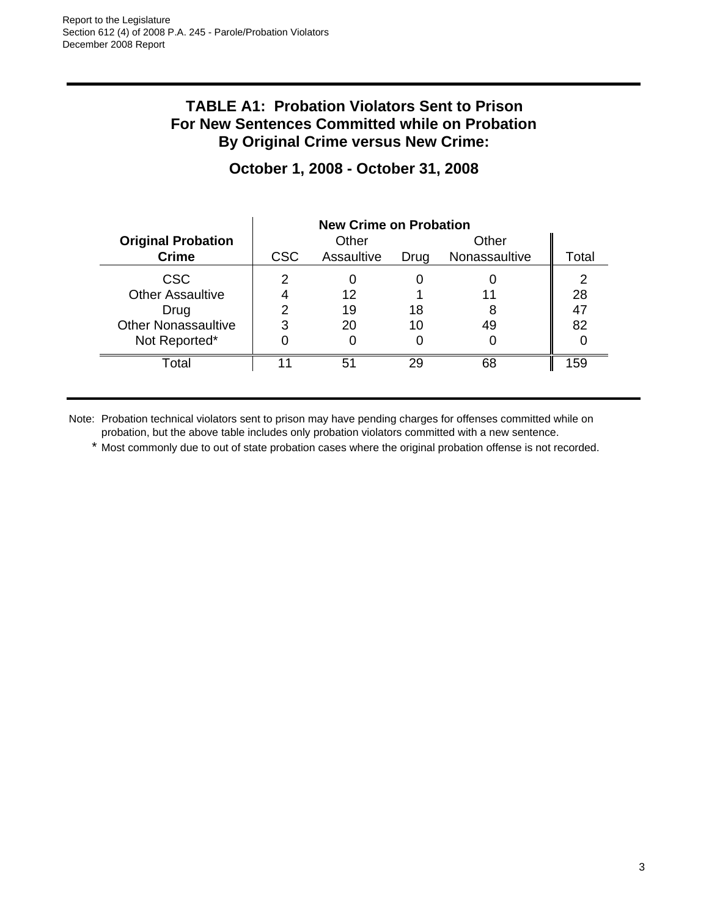## TABLE A1: Probation Violators Sent to Prison For New Sentences Committed while on Probation By Original Crime versus New Crime:

### October 1, 2008 - October 31, 2008

| Original Probation Crime | New Crime on Probation | | | | |
|---|---|---|---|---|---|
| | CSC | Other Assaultive | Drug | Other Nonassaultive | Total |
| CSC | 2 | 0 | 0 | 0 | 2 |
| Other Assaultive | 4 | 12 | 1 | 11 | 28 |
| Drug | 2 | 19 | 18 | 8 | 47 |
| Other Nonassaultive | 3 | 20 | 10 | 49 | 82 |
| Not Reported* | 0 | 0 | 0 | 0 | 0 |
| Total | 11 | 51 | 29 | 68 | 159 |

Note: Probation technical violators sent to prison may have pending charges for offenses committed while on probation, but the above table includes only probation violators committed with a new sentence.

\* Most commonly due to out of state probation cases where the original probation offense is not recorded.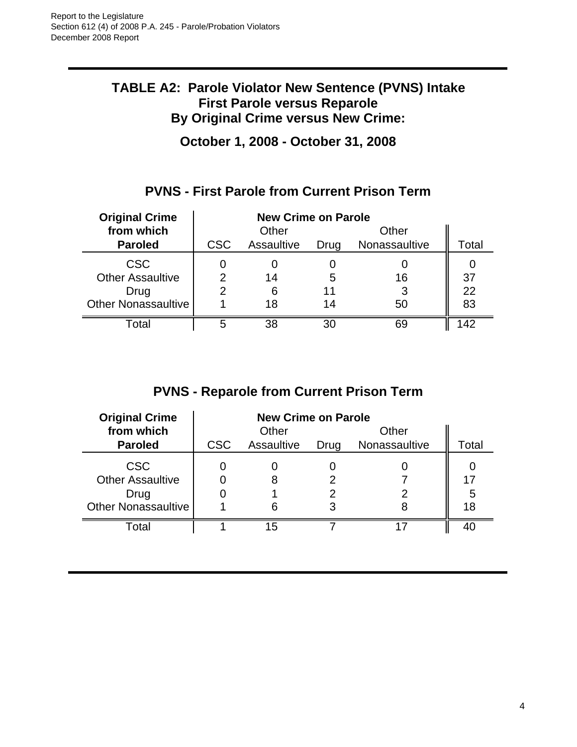## TABLE A2: Parole Violator New Sentence (PVNS) Intake
## First Parole versus Reparole
## By Original Crime versus New Crime:

## October 1, 2008 - October 31, 2008

### PVNS - First Parole from Current Prison Term

| **Original Crime from which Paroled** | **New Crime on Parole** | | | | |
|---|---|---|---|---|---|
| | CSC | Other Assaultive | Drug | Other Nonassaultive | Total |
| CSC | 0 | 0 | 0 | 0 | 0 |
| Other Assaultive | 2 | 14 | 5 | 16 | 37 |
| Drug | 2 | 6 | 11 | 3 | 22 |
| Other Nonassaultive | 1 | 18 | 14 | 50 | 83 |
| Total | 5 | 38 | 30 | 69 | 142 |

### PVNS - Reparole from Current Prison Term

| **Original Crime from which Paroled** | **New Crime on Parole** | | | | |
|---|---|---|---|---|---|
| | CSC | Other Assaultive | Drug | Other Nonassaultive | Total |
| CSC | 0 | 0 | 0 | 0 | 0 |
| Other Assaultive | 0 | 8 | 2 | 7 | 17 |
| Drug | 0 | 1 | 2 | 2 | 5 |
| Other Nonassaultive | 1 | 6 | 3 | 8 | 18 |
| Total | 1 | 15 | 7 | 17 | 40 |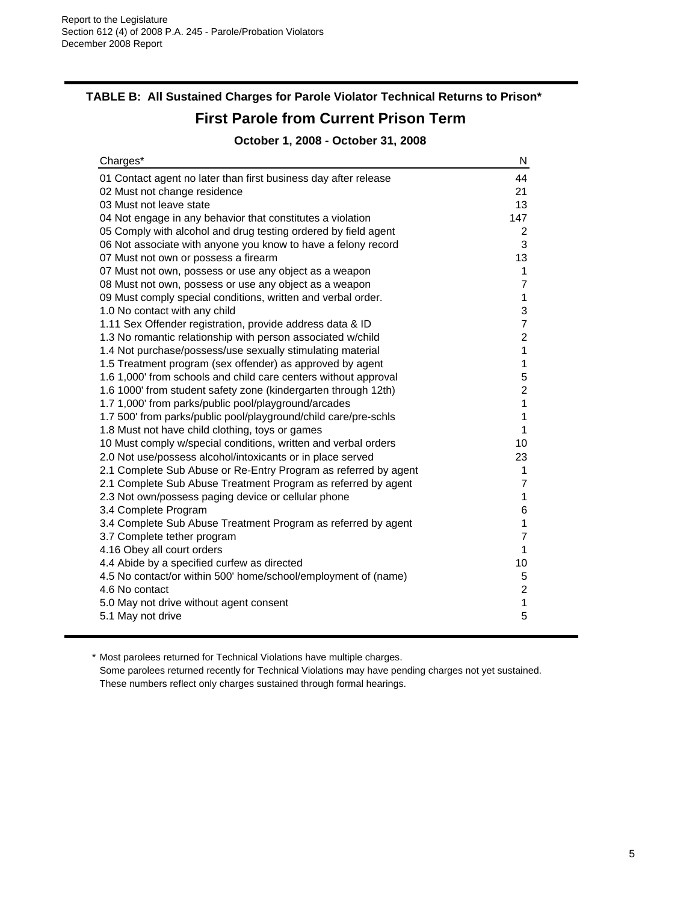## TABLE B: All Sustained Charges for Parole Violator Technical Returns to Prison*

# First Parole from Current Prison Term

### October 1, 2008 - October 31, 2008

| Charges* | N |
|---|---|
| 01 Contact agent no later than first business day after release | 44 |
| 02 Must not change residence | 21 |
| 03 Must not leave state | 13 |
| 04 Not engage in any behavior that constitutes a violation | 147 |
| 05 Comply with alcohol and drug testing ordered by field agent | 2 |
| 06 Not associate with anyone you know to have a felony record | 3 |
| 07 Must not own or possess a firearm | 13 |
| 07 Must not own, possess or use any object as a weapon | 1 |
| 08 Must not own, possess or use any object as a weapon | 7 |
| 09 Must comply special conditions, written and verbal order. | 1 |
| 1.0 No contact with any child | 3 |
| 1.11 Sex Offender registration, provide address data & ID | 7 |
| 1.3 No romantic relationship with person associated w/child | 2 |
| 1.4 Not purchase/possess/use sexually stimulating material | 1 |
| 1.5 Treatment program (sex offender) as approved by agent | 1 |
| 1.6 1,000' from schools and child care centers without approval | 5 |
| 1.6 1000' from student safety zone (kindergarten through 12th) | 2 |
| 1.7 1,000' from parks/public pool/playground/arcades | 1 |
| 1.7 500' from parks/public pool/playground/child care/pre-schls | 1 |
| 1.8 Must not have child clothing, toys or games | 1 |
| 10 Must comply w/special conditions, written and verbal orders | 10 |
| 2.0 Not use/possess alcohol/intoxicants or in place served | 23 |
| 2.1 Complete Sub Abuse or Re-Entry Program as referred by agent | 1 |
| 2.1 Complete Sub Abuse Treatment Program as referred by agent | 7 |
| 2.3 Not own/possess paging device or cellular phone | 1 |
| 3.4 Complete Program | 6 |
| 3.4 Complete Sub Abuse Treatment Program as referred by agent | 1 |
| 3.7 Complete tether program | 7 |
| 4.16 Obey all court orders | 1 |
| 4.4 Abide by a specified curfew as directed | 10 |
| 4.5 No contact/or within 500' home/school/employment of (name) | 5 |
| 4.6 No contact | 2 |
| 5.0 May not drive without agent consent | 1 |
| 5.1 May not drive | 5 |

\* Most parolees returned for Technical Violations have multiple charges.
Some parolees returned recently for Technical Violations may have pending charges not yet sustained.
These numbers reflect only charges sustained through formal hearings.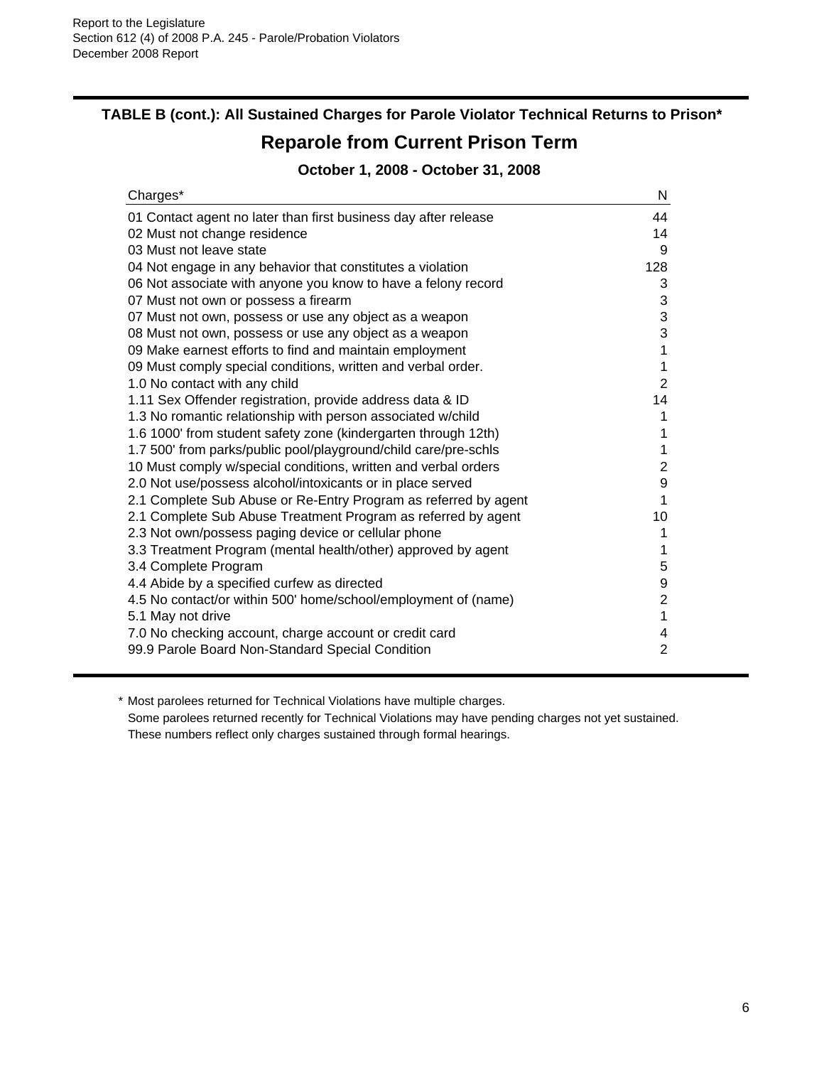### TABLE B (cont.): All Sustained Charges for Parole Violator Technical Returns to Prison*

## Reparole from Current Prison Term

**October 1, 2008 - October 31, 2008**

| Charges* | N |
|---|---|
| 01 Contact agent no later than first business day after release | 44 |
| 02 Must not change residence | 14 |
| 03 Must not leave state | 9 |
| 04 Not engage in any behavior that constitutes a violation | 128 |
| 06 Not associate with anyone you know to have a felony record | 3 |
| 07 Must not own or possess a firearm | 3 |
| 07 Must not own, possess or use any object as a weapon | 3 |
| 08 Must not own, possess or use any object as a weapon | 3 |
| 09 Make earnest efforts to find and maintain employment | 1 |
| 09 Must comply special conditions, written and verbal order. | 1 |
| 1.0 No contact with any child | 2 |
| 1.11 Sex Offender registration, provide address data & ID | 14 |
| 1.3 No romantic relationship with person associated w/child | 1 |
| 1.6 1000' from student safety zone (kindergarten through 12th) | 1 |
| 1.7 500' from parks/public pool/playground/child care/pre-schls | 1 |
| 10 Must comply w/special conditions, written and verbal orders | 2 |
| 2.0 Not use/possess alcohol/intoxicants or in place served | 9 |
| 2.1 Complete Sub Abuse or Re-Entry Program as referred by agent | 1 |
| 2.1 Complete Sub Abuse Treatment Program as referred by agent | 10 |
| 2.3 Not own/possess paging device or cellular phone | 1 |
| 3.3 Treatment Program (mental health/other) approved by agent | 1 |
| 3.4 Complete Program | 5 |
| 4.4 Abide by a specified curfew as directed | 9 |
| 4.5 No contact/or within 500' home/school/employment of (name) | 2 |
| 5.1 May not drive | 1 |
| 7.0 No checking account, charge account or credit card | 4 |
| 99.9 Parole Board Non-Standard Special Condition | 2 |

\* Most parolees returned for Technical Violations have multiple charges.
Some parolees returned recently for Technical Violations may have pending charges not yet sustained.
These numbers reflect only charges sustained through formal hearings.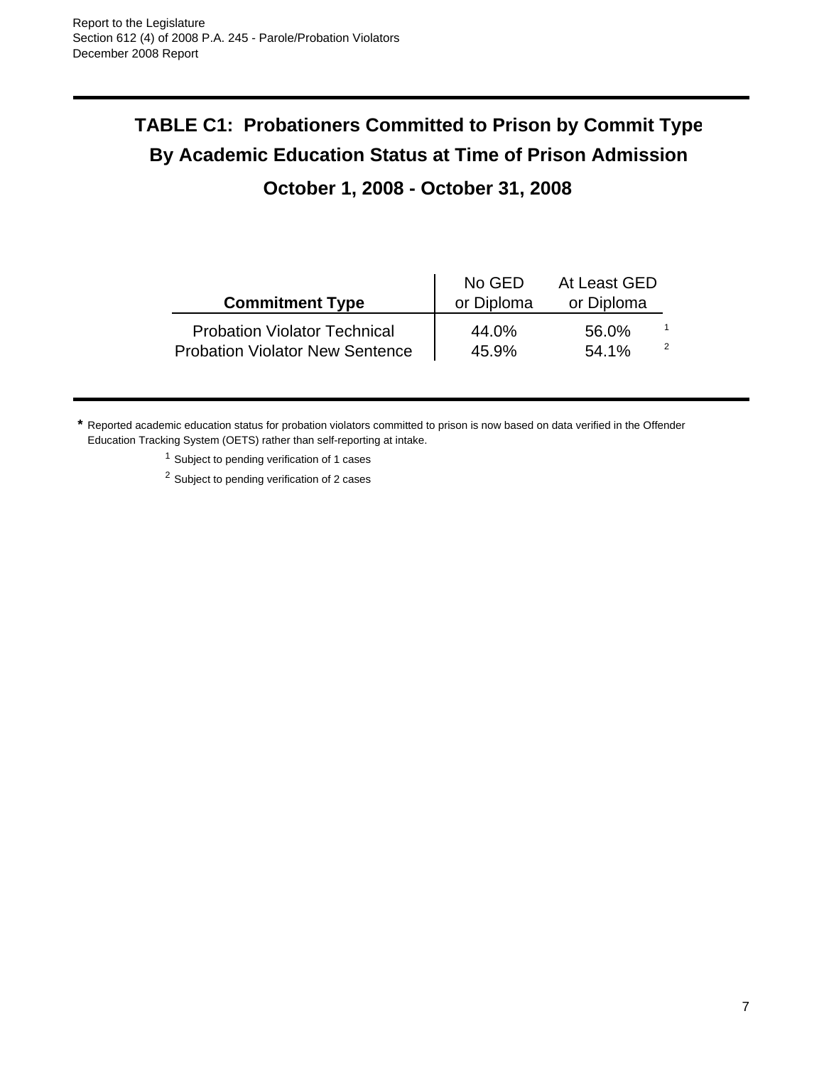# TABLE C1: Probationers Committed to Prison by Commit Type By Academic Education Status at Time of Prison Admission

## October 1, 2008 - October 31, 2008

| Commitment Type | No GED or Diploma | At Least GED or Diploma | |
|---|---|---|---|
| Probation Violator Technical | 44.0% | 56.0% | [1] |
| Probation Violator New Sentence | 45.9% | 54.1% | [2] |

**\*** Reported academic education status for probation violators committed to prison is now based on data verified in the Offender Education Tracking System (OETS) rather than self-reporting at intake.

[1] Subject to pending verification of 1 cases

[2] Subject to pending verification of 2 cases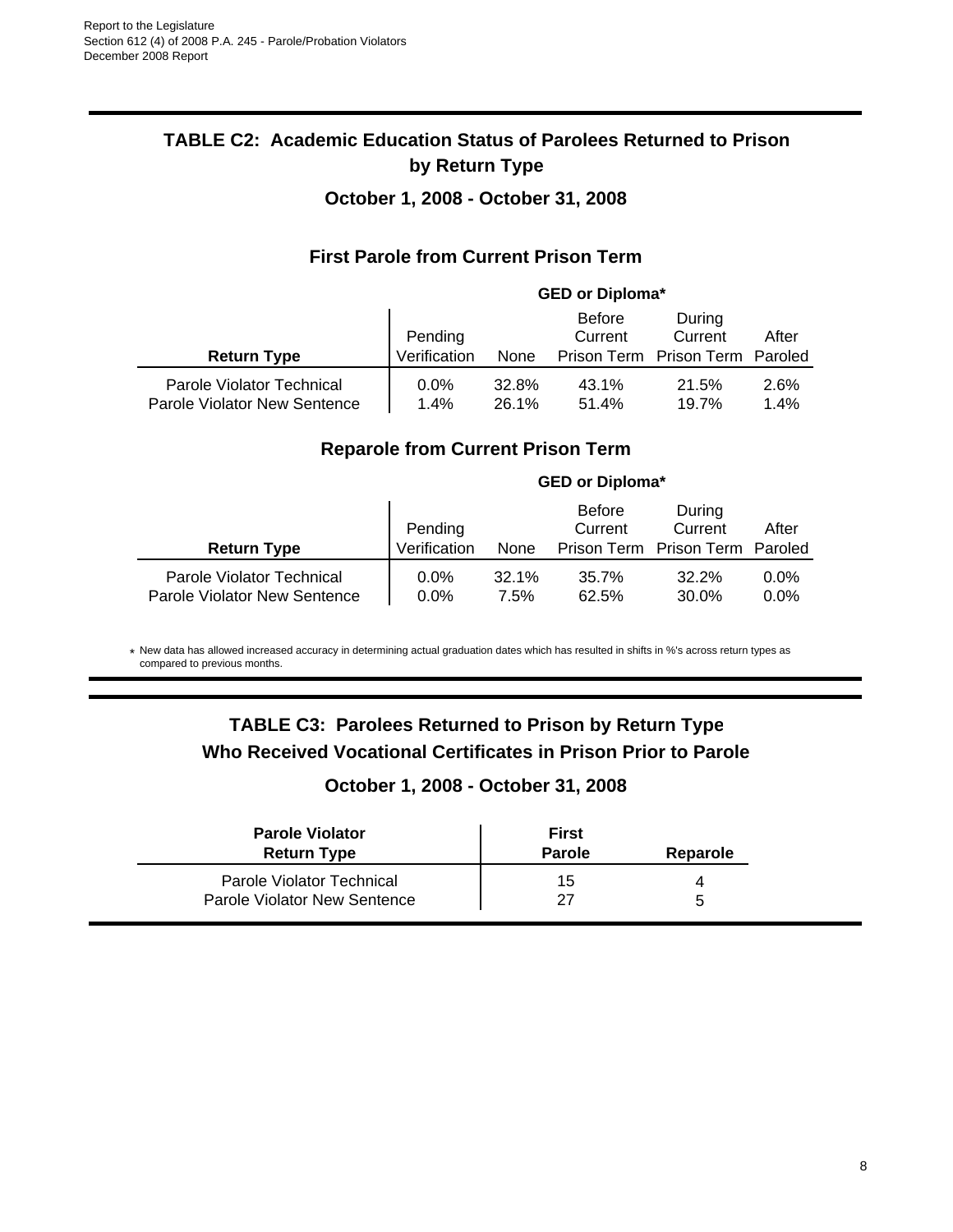## TABLE C2: Academic Education Status of Parolees Returned to Prison by Return Type

### October 1, 2008 - October 31, 2008

### First Parole from Current Prison Term

| | GED or Diploma* | | | | |
|---|---|---|---|---|---|
| **Return Type** | Pending Verification | None | Before Current Prison Term | During Current Prison Term | After Paroled |
| Parole Violator Technical | 0.0% | 32.8% | 43.1% | 21.5% | 2.6% |
| Parole Violator New Sentence | 1.4% | 26.1% | 51.4% | 19.7% | 1.4% |

### Reparole from Current Prison Term

| | GED or Diploma* | | | | |
|---|---|---|---|---|---|
| **Return Type** | Pending Verification | None | Before Current Prison Term | During Current Prison Term | After Paroled |
| Parole Violator Technical | 0.0% | 32.1% | 35.7% | 32.2% | 0.0% |
| Parole Violator New Sentence | 0.0% | 7.5% | 62.5% | 30.0% | 0.0% |

* New data has allowed increased accuracy in determining actual graduation dates which has resulted in shifts in %'s across return types as compared to previous months.

## TABLE C3: Parolees Returned to Prison by Return Type Who Received Vocational Certificates in Prison Prior to Parole

### October 1, 2008 - October 31, 2008

| **Parole Violator Return Type** | **First Parole** | **Reparole** |
|---|---|---|
| Parole Violator Technical | 15 | 4 |
| Parole Violator New Sentence | 27 | 5 |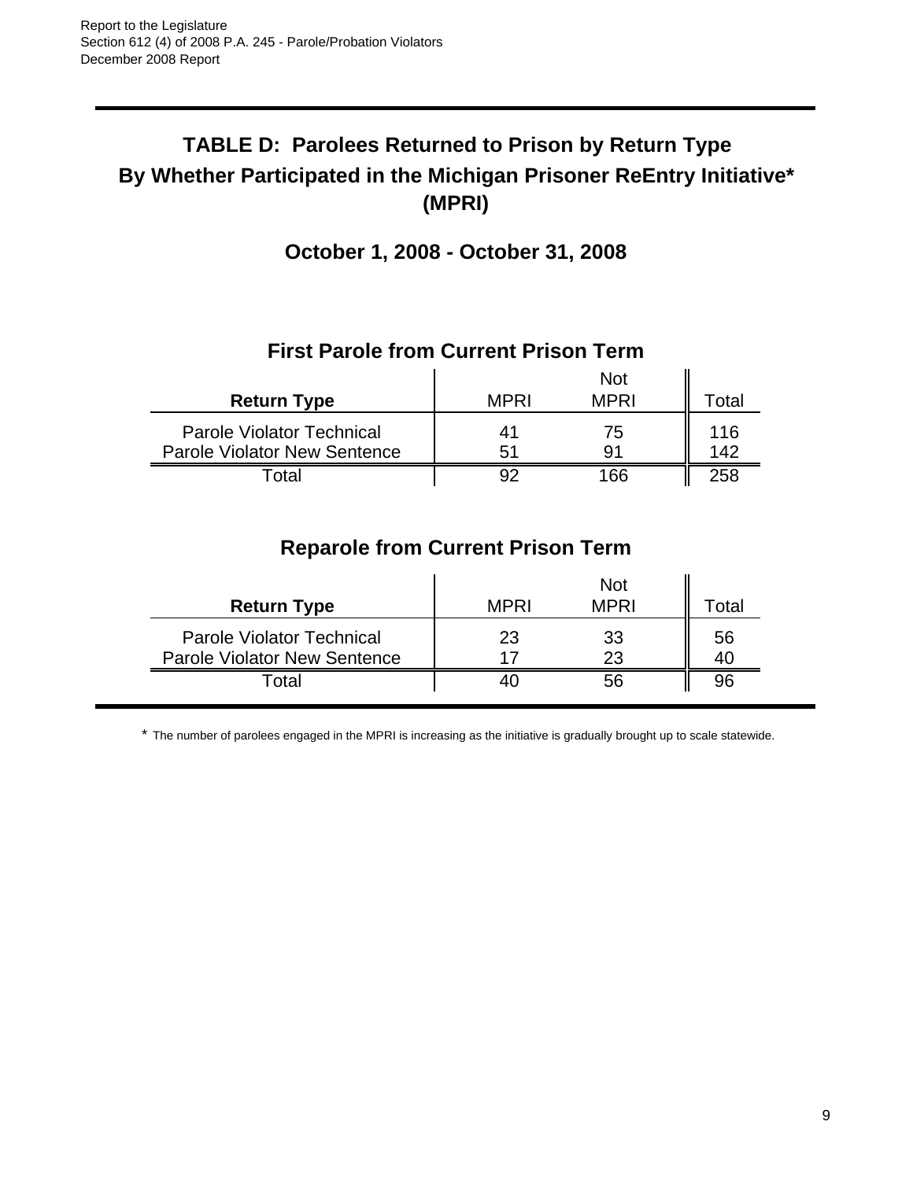# TABLE D: Parolees Returned to Prison by Return Type By Whether Participated in the Michigan Prisoner ReEntry Initiative* (MPRI)

## October 1, 2008 - October 31, 2008

### First Parole from Current Prison Term

| Return Type | MPRI | Not MPRI | Total |
|---|---|---|---|
| Parole Violator Technical | 41 | 75 | 116 |
| Parole Violator New Sentence | 51 | 91 | 142 |
| Total | 92 | 166 | 258 |

### Reparole from Current Prison Term

| Return Type | MPRI | Not MPRI | Total |
|---|---|---|---|
| Parole Violator Technical | 23 | 33 | 56 |
| Parole Violator New Sentence | 17 | 23 | 40 |
| Total | 40 | 56 | 96 |

* The number of parolees engaged in the MPRI is increasing as the initiative is gradually brought up to scale statewide.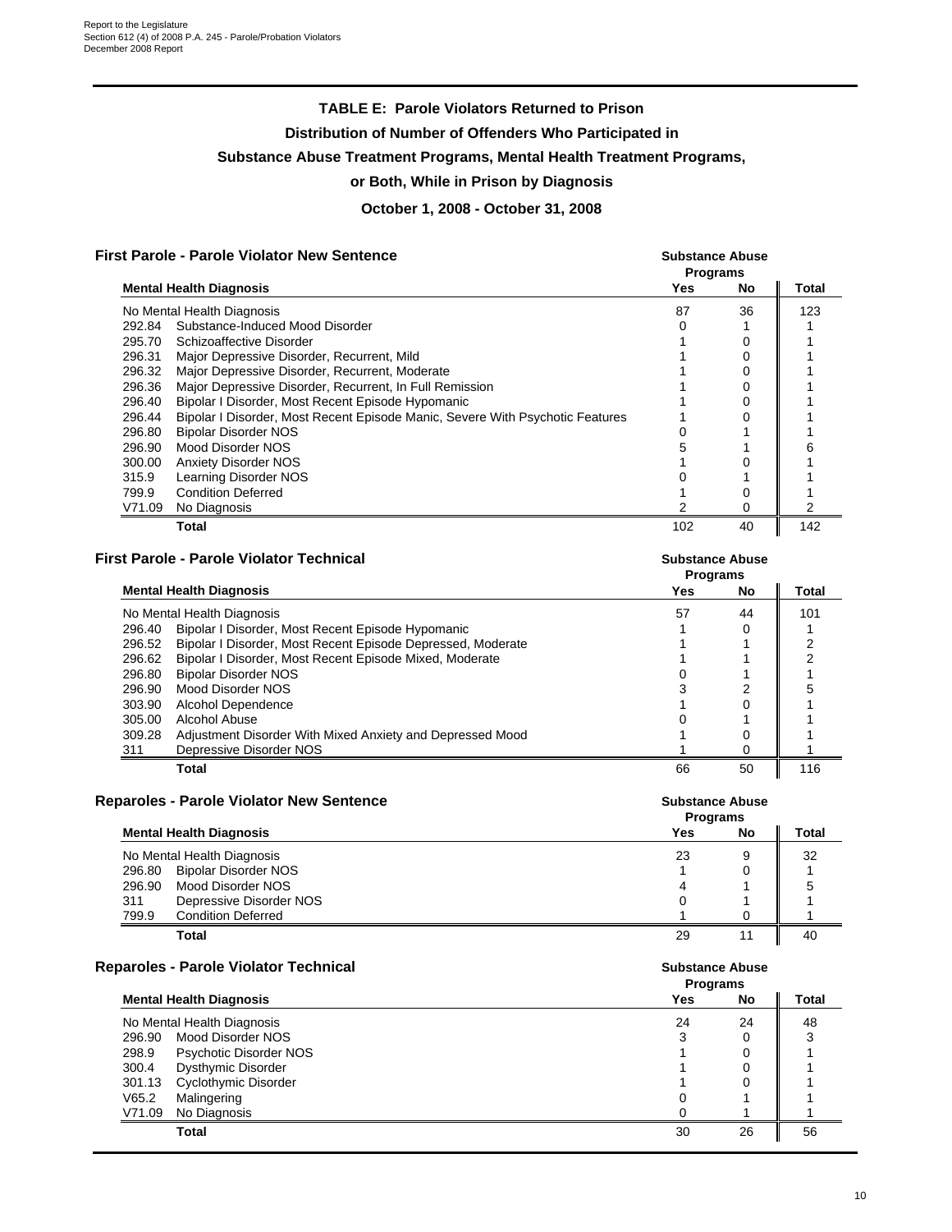## TABLE E: Parole Violators Returned to Prison

### Distribution of Number of Offenders Who Participated in Substance Abuse Treatment Programs, Mental Health Treatment Programs, or Both, While in Prison by Diagnosis

### October 1, 2008 - October 31, 2008

#### First Parole - Parole Violator New Sentence

| Mental Health Diagnosis | | Substance Abuse Programs Yes | No | Total |
|---|---|---|---|---|
| No Mental Health Diagnosis | | 87 | 36 | 123 |
| 292.84 | Substance-Induced Mood Disorder | 0 | 1 | 1 |
| 295.70 | Schizoaffective Disorder | 1 | 0 | 1 |
| 296.31 | Major Depressive Disorder, Recurrent, Mild | 1 | 0 | 1 |
| 296.32 | Major Depressive Disorder, Recurrent, Moderate | 1 | 0 | 1 |
| 296.36 | Major Depressive Disorder, Recurrent, In Full Remission | 1 | 0 | 1 |
| 296.40 | Bipolar I Disorder, Most Recent Episode Hypomanic | 1 | 0 | 1 |
| 296.44 | Bipolar I Disorder, Most Recent Episode Manic, Severe With Psychotic Features | 1 | 0 | 1 |
| 296.80 | Bipolar Disorder NOS | 0 | 1 | 1 |
| 296.90 | Mood Disorder NOS | 5 | 1 | 6 |
| 300.00 | Anxiety Disorder NOS | 1 | 0 | 1 |
| 315.9 | Learning Disorder NOS | 0 | 1 | 1 |
| 799.9 | Condition Deferred | 1 | 0 | 1 |
| V71.09 | No Diagnosis | 2 | 0 | 2 |
| | **Total** | 102 | 40 | 142 |

#### First Parole - Parole Violator Technical

| Mental Health Diagnosis | | Substance Abuse Programs Yes | No | Total |
|---|---|---|---|---|
| No Mental Health Diagnosis | | 57 | 44 | 101 |
| 296.40 | Bipolar I Disorder, Most Recent Episode Hypomanic | 1 | 0 | 1 |
| 296.52 | Bipolar I Disorder, Most Recent Episode Depressed, Moderate | 1 | 1 | 2 |
| 296.62 | Bipolar I Disorder, Most Recent Episode Mixed, Moderate | 1 | 1 | 2 |
| 296.80 | Bipolar Disorder NOS | 0 | 1 | 1 |
| 296.90 | Mood Disorder NOS | 3 | 2 | 5 |
| 303.90 | Alcohol Dependence | 1 | 0 | 1 |
| 305.00 | Alcohol Abuse | 0 | 1 | 1 |
| 309.28 | Adjustment Disorder With Mixed Anxiety and Depressed Mood | 1 | 0 | 1 |
| 311 | Depressive Disorder NOS | 1 | 0 | 1 |
| | **Total** | 66 | 50 | 116 |

#### Reparoles - Parole Violator New Sentence

| Mental Health Diagnosis | | Substance Abuse Programs Yes | No | Total |
|---|---|---|---|---|
| No Mental Health Diagnosis | | 23 | 9 | 32 |
| 296.80 | Bipolar Disorder NOS | 1 | 0 | 1 |
| 296.90 | Mood Disorder NOS | 4 | 1 | 5 |
| 311 | Depressive Disorder NOS | 0 | 1 | 1 |
| 799.9 | Condition Deferred | 1 | 0 | 1 |
| | **Total** | 29 | 11 | 40 |

#### Reparoles - Parole Violator Technical

| Mental Health Diagnosis | | Substance Abuse Programs Yes | No | Total |
|---|---|---|---|---|
| No Mental Health Diagnosis | | 24 | 24 | 48 |
| 296.90 | Mood Disorder NOS | 3 | 0 | 3 |
| 298.9 | Psychotic Disorder NOS | 1 | 0 | 1 |
| 300.4 | Dysthymic Disorder | 1 | 0 | 1 |
| 301.13 | Cyclothymic Disorder | 1 | 0 | 1 |
| V65.2 | Malingering | 0 | 1 | 1 |
| V71.09 | No Diagnosis | 0 | 1 | 1 |
| | **Total** | 30 | 26 | 56 |